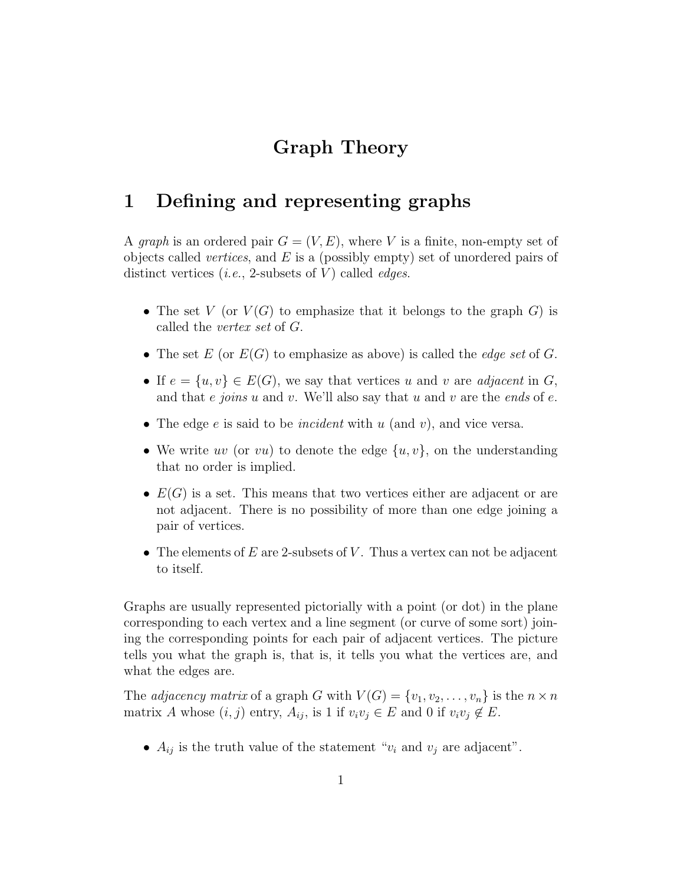# Graph Theory

## 1 Defining and representing graphs

A *graph* is an ordered pair $G = (V, E)$, where $V$ is a finite, non-empty set of objects called *vertices*, and $E$ is a (possibly empty) set of unordered pairs of distinct vertices (*i.e.*, 2-subsets of $V$) called *edges*.

- The set $V$ (or $V(G)$ to emphasize that it belongs to the graph $G$) is called the *vertex set* of $G$.
- The set $E$ (or $E(G)$ to emphasize as above) is called the *edge set* of $G$.
- If $e = \{u, v\} \in E(G)$, we say that vertices $u$ and $v$ are *adjacent* in $G$, and that $e$ *joins* $u$ and $v$. We'll also say that $u$ and $v$ are the *ends* of $e$.
- The edge $e$ is said to be *incident* with $u$ (and $v$), and vice versa.
- We write $uv$ (or $vu$) to denote the edge $\{u, v\}$, on the understanding that no order is implied.
- $E(G)$ is a set. This means that two vertices either are adjacent or are not adjacent. There is no possibility of more than one edge joining a pair of vertices.
- The elements of $E$ are 2-subsets of $V$. Thus a vertex can not be adjacent to itself.

Graphs are usually represented pictorially with a point (or dot) in the plane corresponding to each vertex and a line segment (or curve of some sort) joining the corresponding points for each pair of adjacent vertices. The picture tells you what the graph is, that is, it tells you what the vertices are, and what the edges are.

The *adjacency matrix* of a graph $G$ with $V(G) = \{v_1, v_2, \ldots, v_n\}$ is the $n \times n$ matrix $A$ whose $(i, j)$ entry, $A_{ij}$, is 1 if $v_iv_j \in E$ and 0 if $v_iv_j \notin E$.

- $A_{ij}$ is the truth value of the statement "$v_i$ and $v_j$ are adjacent".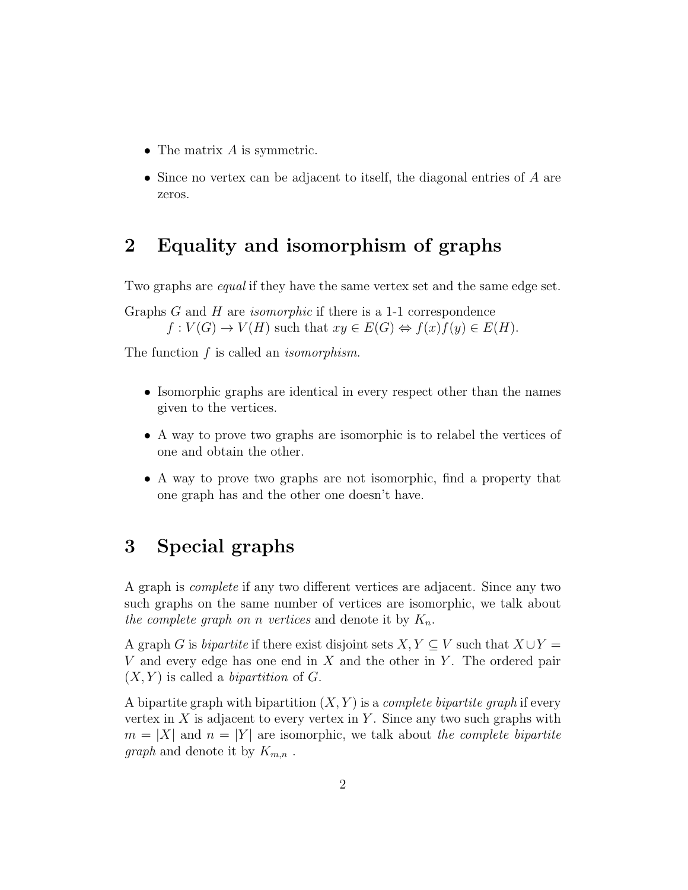- The matrix $A$ is symmetric.
- Since no vertex can be adjacent to itself, the diagonal entries of $A$ are zeros.

## 2 Equality and isomorphism of graphs

Two graphs are *equal* if they have the same vertex set and the same edge set.

Graphs $G$ and $H$ are *isomorphic* if there is a 1-1 correspondence $f : V(G) \to V(H)$ such that $xy \in E(G) \Leftrightarrow f(x)f(y) \in E(H)$.

The function $f$ is called an *isomorphism*.

- Isomorphic graphs are identical in every respect other than the names given to the vertices.
- A way to prove two graphs are isomorphic is to relabel the vertices of one and obtain the other.
- A way to prove two graphs are not isomorphic, find a property that one graph has and the other one doesn't have.

## 3 Special graphs

A graph is *complete* if any two different vertices are adjacent. Since any two such graphs on the same number of vertices are isomorphic, we talk about *the complete graph on n vertices* and denote it by $K_n$.

A graph $G$ is *bipartite* if there exist disjoint sets $X, Y \subseteq V$ such that $X \cup Y = V$ and every edge has one end in $X$ and the other in $Y$. The ordered pair $(X, Y)$ is called a *bipartition* of $G$.

A bipartite graph with bipartition $(X, Y)$ is a *complete bipartite graph* if every vertex in $X$ is adjacent to every vertex in $Y$. Since any two such graphs with $m = |X|$ and $n = |Y|$ are isomorphic, we talk about *the complete bipartite graph* and denote it by $K_{m,n}$ .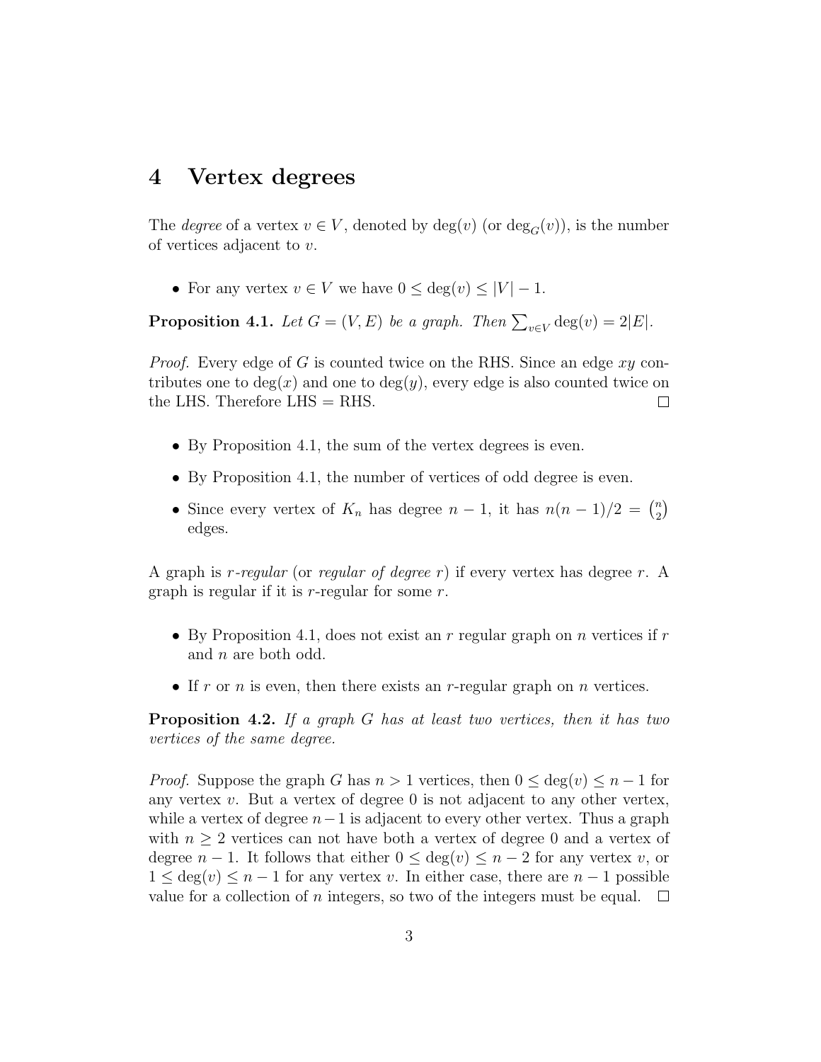## 4 Vertex degrees

The *degree* of a vertex $v \in V$, denoted by $\deg(v)$ (or $\deg_G(v)$), is the number of vertices adjacent to $v$.

- For any vertex $v \in V$ we have $0 \leq \deg(v) \leq |V| - 1$.

**Proposition 4.1.** *Let $G = (V, E)$ be a graph. Then $\sum_{v \in V} \deg(v) = 2|E|$.*

*Proof.* Every edge of $G$ is counted twice on the RHS. Since an edge $xy$ contributes one to $\deg(x)$ and one to $\deg(y)$, every edge is also counted twice on the LHS. Therefore LHS = RHS. □

- By Proposition 4.1, the sum of the vertex degrees is even.
- By Proposition 4.1, the number of vertices of odd degree is even.
- Since every vertex of $K_n$ has degree $n - 1$, it has $n(n-1)/2 = \binom{n}{2}$ edges.

A graph is *$r$-regular* (or *regular of degree $r$*) if every vertex has degree $r$. A graph is regular if it is $r$-regular for some $r$.

- By Proposition 4.1, does not exist an $r$ regular graph on $n$ vertices if $r$ and $n$ are both odd.
- If $r$ or $n$ is even, then there exists an $r$-regular graph on $n$ vertices.

**Proposition 4.2.** *If a graph $G$ has at least two vertices, then it has two vertices of the same degree.*

*Proof.* Suppose the graph $G$ has $n > 1$ vertices, then $0 \leq \deg(v) \leq n - 1$ for any vertex $v$. But a vertex of degree 0 is not adjacent to any other vertex, while a vertex of degree $n-1$ is adjacent to every other vertex. Thus a graph with $n \geq 2$ vertices can not have both a vertex of degree 0 and a vertex of degree $n - 1$. It follows that either $0 \leq \deg(v) \leq n - 2$ for any vertex $v$, or $1 \leq \deg(v) \leq n - 1$ for any vertex $v$. In either case, there are $n - 1$ possible value for a collection of $n$ integers, so two of the integers must be equal. □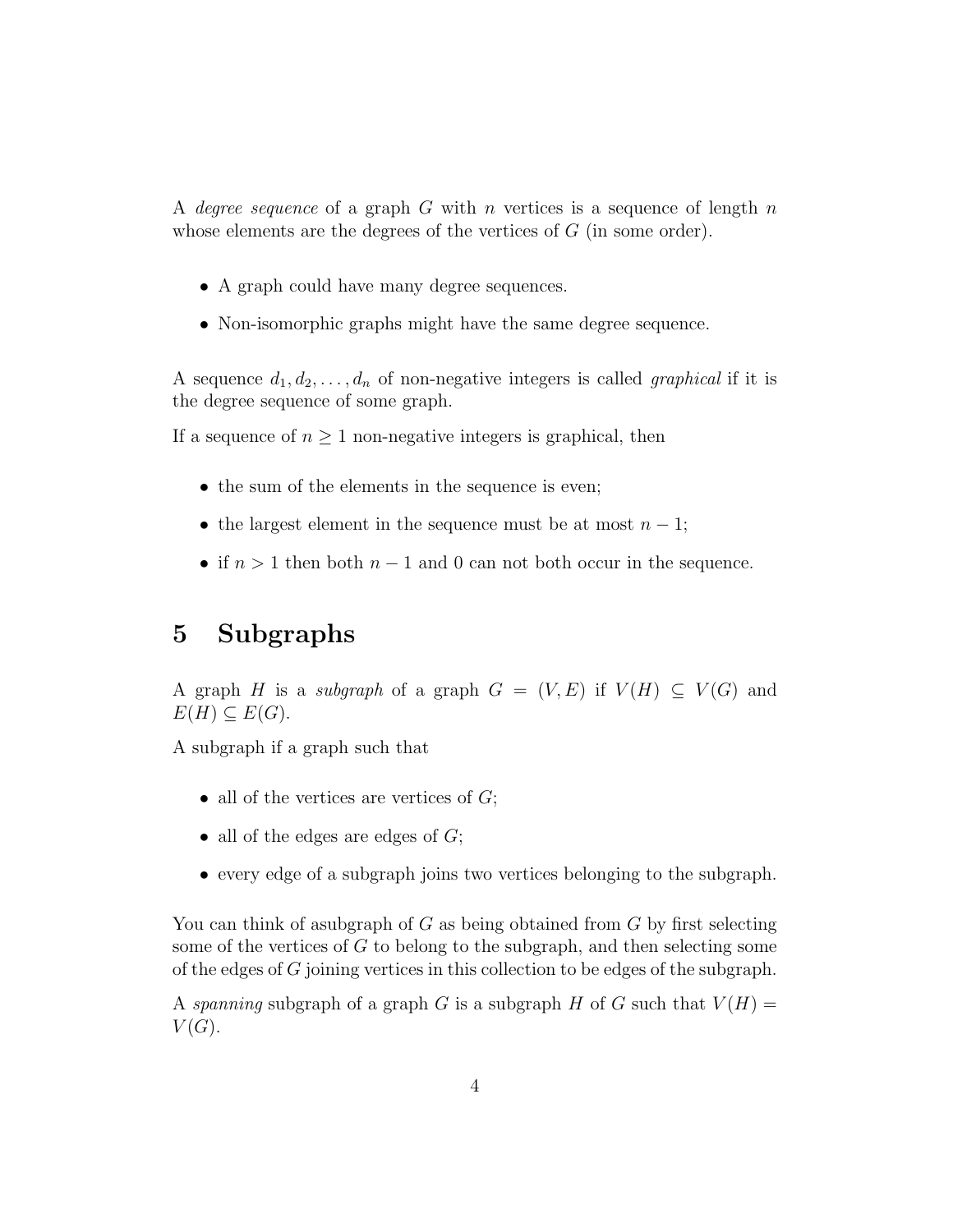A *degree sequence* of a graph $G$ with $n$ vertices is a sequence of length $n$ whose elements are the degrees of the vertices of $G$ (in some order).

- A graph could have many degree sequences.
- Non-isomorphic graphs might have the same degree sequence.

A sequence $d_1, d_2, \ldots, d_n$ of non-negative integers is called *graphical* if it is the degree sequence of some graph.

If a sequence of $n \geq 1$ non-negative integers is graphical, then

- the sum of the elements in the sequence is even;
- the largest element in the sequence must be at most $n - 1$;
- if $n > 1$ then both $n - 1$ and 0 can not both occur in the sequence.

# 5 Subgraphs

A graph $H$ is a *subgraph* of a graph $G = (V, E)$ if $V(H) \subseteq V(G)$ and $E(H) \subseteq E(G)$.

A subgraph if a graph such that

- all of the vertices are vertices of $G$;
- all of the edges are edges of $G$;
- every edge of a subgraph joins two vertices belonging to the subgraph.

You can think of asubgraph of $G$ as being obtained from $G$ by first selecting some of the vertices of $G$ to belong to the subgraph, and then selecting some of the edges of $G$ joining vertices in this collection to be edges of the subgraph.

A *spanning* subgraph of a graph $G$ is a subgraph $H$ of $G$ such that $V(H) = V(G)$.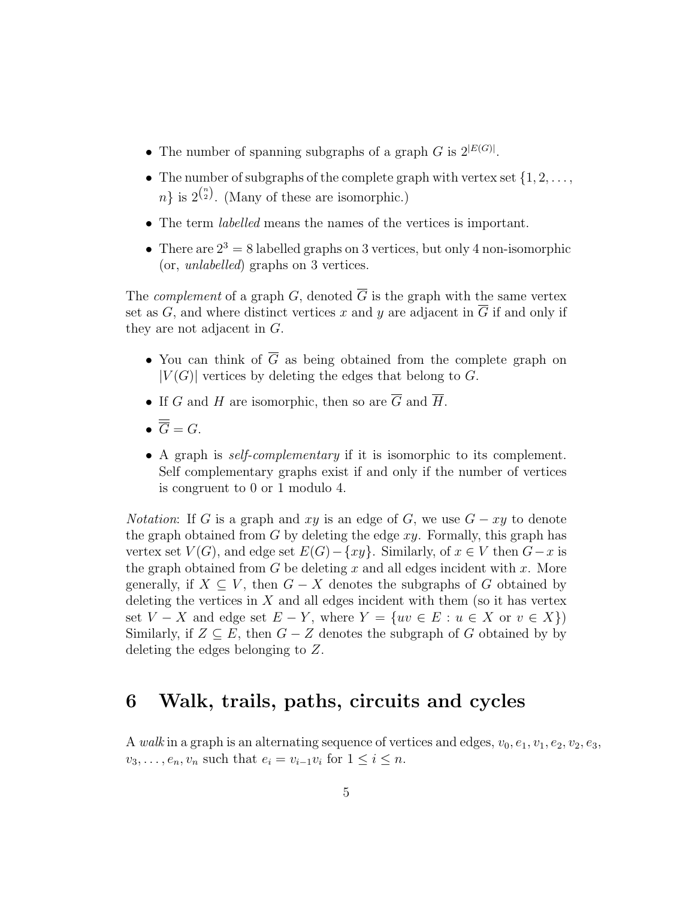- The number of spanning subgraphs of a graph $G$ is $2^{|E(G)|}$.
- The number of subgraphs of the complete graph with vertex set $\{1, 2, \ldots, n\}$ is $2^{\binom{n}{2}}$. (Many of these are isomorphic.)
- The term *labelled* means the names of the vertices is important.
- There are $2^3 = 8$ labelled graphs on 3 vertices, but only 4 non-isomorphic (or, *unlabelled*) graphs on 3 vertices.

The *complement* of a graph $G$, denoted $\overline{G}$ is the graph with the same vertex set as $G$, and where distinct vertices $x$ and $y$ are adjacent in $\overline{G}$ if and only if they are not adjacent in $G$.

- You can think of $\overline{G}$ as being obtained from the complete graph on $|V(G)|$ vertices by deleting the edges that belong to $G$.
- If $G$ and $H$ are isomorphic, then so are $\overline{G}$ and $\overline{H}$.
- $\overline{\overline{G}} = G$.
- A graph is *self-complementary* if it is isomorphic to its complement. Self complementary graphs exist if and only if the number of vertices is congruent to 0 or 1 modulo 4.

*Notation*: If $G$ is a graph and $xy$ is an edge of $G$, we use $G - xy$ to denote the graph obtained from $G$ by deleting the edge $xy$. Formally, this graph has vertex set $V(G)$, and edge set $E(G) - \{xy\}$. Similarly, of $x \in V$ then $G - x$ is the graph obtained from $G$ be deleting $x$ and all edges incident with $x$. More generally, if $X \subseteq V$, then $G - X$ denotes the subgraphs of $G$ obtained by deleting the vertices in $X$ and all edges incident with them (so it has vertex set $V - X$ and edge set $E - Y$, where $Y = \{uv \in E : u \in X \text{ or } v \in X\}$) Similarly, if $Z \subseteq E$, then $G - Z$ denotes the subgraph of $G$ obtained by by deleting the edges belonging to $Z$.

# 6 Walk, trails, paths, circuits and cycles

A *walk* in a graph is an alternating sequence of vertices and edges, $v_0, e_1, v_1, e_2, v_2, e_3, v_3, \ldots, e_n, v_n$ such that $e_i = v_{i-1}v_i$ for $1 \leq i \leq n$.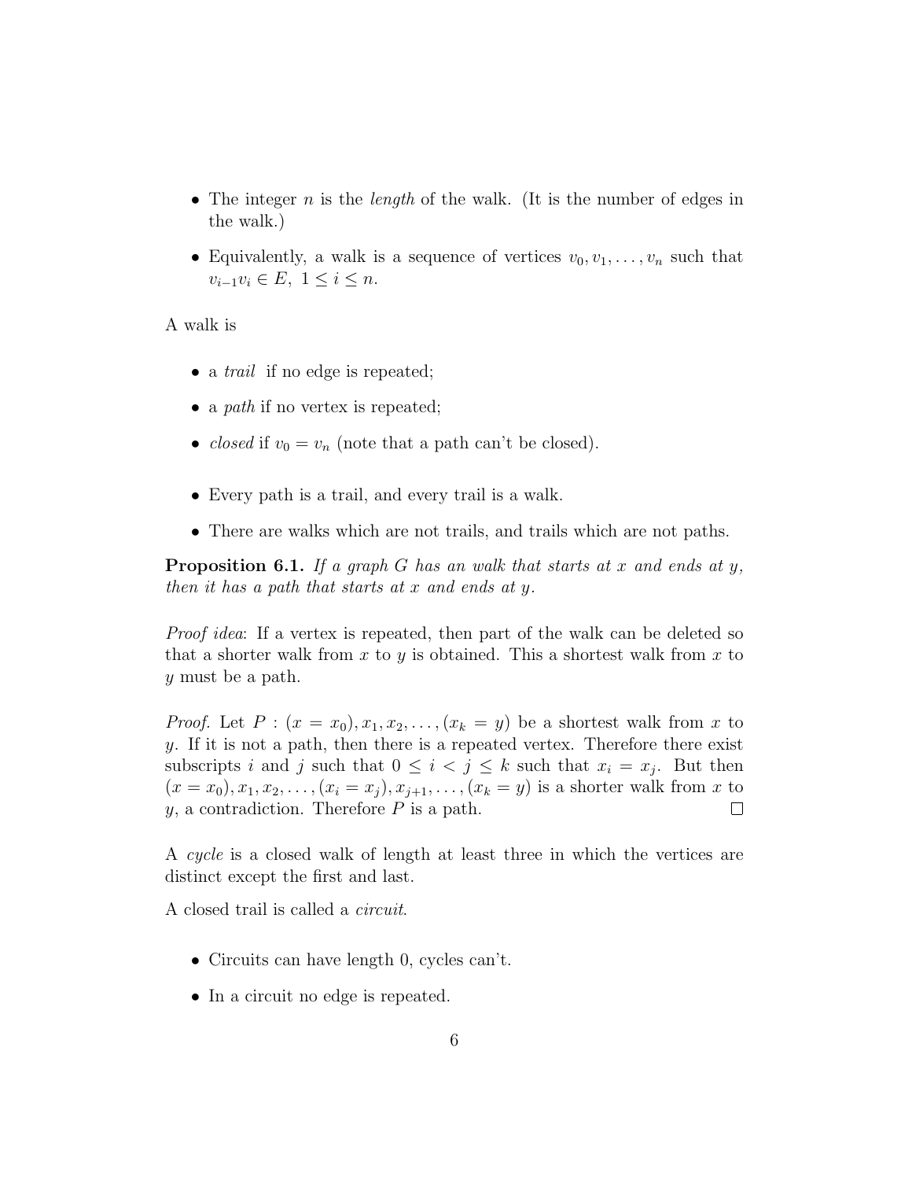- The integer $n$ is the *length* of the walk. (It is the number of edges in the walk.)

- Equivalently, a walk is a sequence of vertices $v_0, v_1, \ldots, v_n$ such that $v_{i-1}v_i \in E,\ 1 \leq i \leq n$.

A walk is

- a *trail* if no edge is repeated;

- a *path* if no vertex is repeated;

- *closed* if $v_0 = v_n$ (note that a path can't be closed).

- Every path is a trail, and every trail is a walk.

- There are walks which are not trails, and trails which are not paths.

**Proposition 6.1.** *If a graph $G$ has an walk that starts at $x$ and ends at $y$, then it has a path that starts at $x$ and ends at $y$.*

*Proof idea*: If a vertex is repeated, then part of the walk can be deleted so that a shorter walk from $x$ to $y$ is obtained. This a shortest walk from $x$ to $y$ must be a path.

*Proof.* Let $P : (x = x_0), x_1, x_2, \ldots, (x_k = y)$ be a shortest walk from $x$ to $y$. If it is not a path, then there is a repeated vertex. Therefore there exist subscripts $i$ and $j$ such that $0 \leq i < j \leq k$ such that $x_i = x_j$. But then $(x = x_0), x_1, x_2, \ldots, (x_i = x_j), x_{j+1}, \ldots, (x_k = y)$ is a shorter walk from $x$ to $y$, a contradiction. Therefore $P$ is a path. □

A *cycle* is a closed walk of length at least three in which the vertices are distinct except the first and last.

A closed trail is called a *circuit*.

- Circuits can have length 0, cycles can't.

- In a circuit no edge is repeated.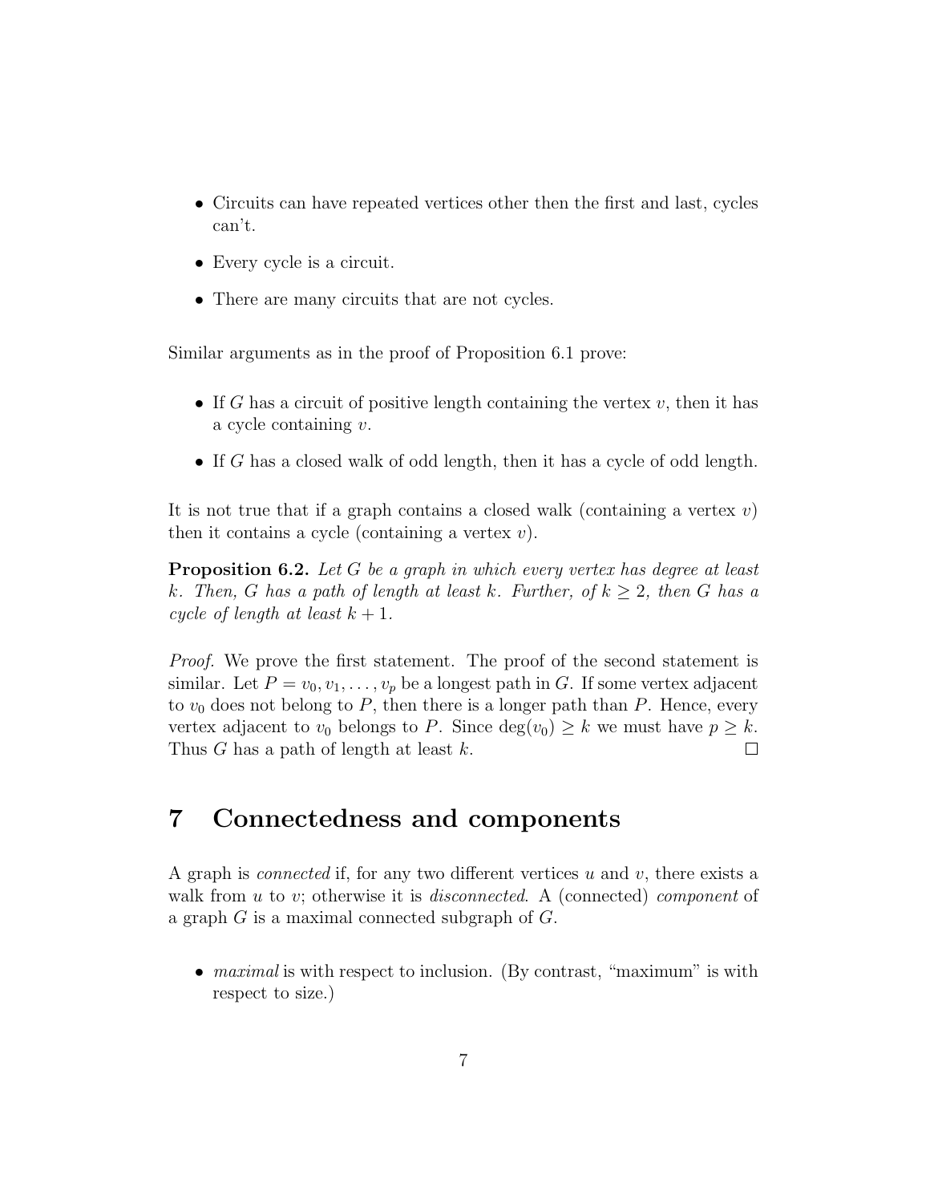- Circuits can have repeated vertices other then the first and last, cycles can't.
- Every cycle is a circuit.
- There are many circuits that are not cycles.

Similar arguments as in the proof of Proposition 6.1 prove:

- If $G$ has a circuit of positive length containing the vertex $v$, then it has a cycle containing $v$.
- If $G$ has a closed walk of odd length, then it has a cycle of odd length.

It is not true that if a graph contains a closed walk (containing a vertex $v$) then it contains a cycle (containing a vertex $v$).

**Proposition 6.2.** *Let $G$ be a graph in which every vertex has degree at least $k$. Then, $G$ has a path of length at least $k$. Further, of $k \geq 2$, then $G$ has a cycle of length at least $k+1$.*

*Proof.* We prove the first statement. The proof of the second statement is similar. Let $P = v_0, v_1, \ldots, v_p$ be a longest path in $G$. If some vertex adjacent to $v_0$ does not belong to $P$, then there is a longer path than $P$. Hence, every vertex adjacent to $v_0$ belongs to $P$. Since $\deg(v_0) \geq k$ we must have $p \geq k$. Thus $G$ has a path of length at least $k$. □

# 7 Connectedness and components

A graph is *connected* if, for any two different vertices $u$ and $v$, there exists a walk from $u$ to $v$; otherwise it is *disconnected*. A (connected) *component* of a graph $G$ is a maximal connected subgraph of $G$.

- *maximal* is with respect to inclusion. (By contrast, "maximum" is with respect to size.)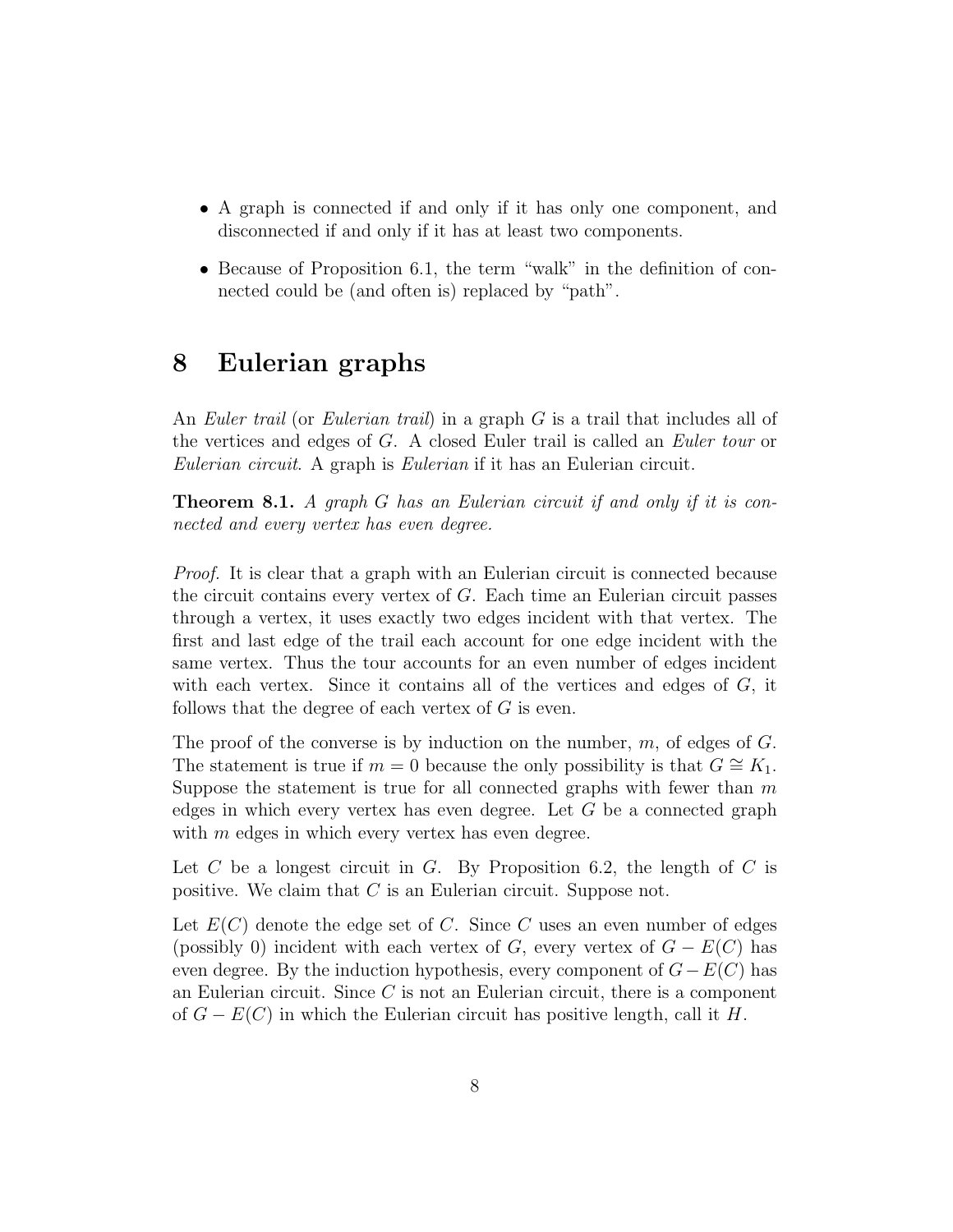- A graph is connected if and only if it has only one component, and disconnected if and only if it has at least two components.
- Because of Proposition 6.1, the term "walk" in the definition of connected could be (and often is) replaced by "path".

# 8 Eulerian graphs

An *Euler trail* (or *Eulerian trail*) in a graph $G$ is a trail that includes all of the vertices and edges of $G$. A closed Euler trail is called an *Euler tour* or *Eulerian circuit*. A graph is *Eulerian* if it has an Eulerian circuit.

**Theorem 8.1.** *A graph $G$ has an Eulerian circuit if and only if it is connected and every vertex has even degree.*

*Proof.* It is clear that a graph with an Eulerian circuit is connected because the circuit contains every vertex of $G$. Each time an Eulerian circuit passes through a vertex, it uses exactly two edges incident with that vertex. The first and last edge of the trail each account for one edge incident with the same vertex. Thus the tour accounts for an even number of edges incident with each vertex. Since it contains all of the vertices and edges of $G$, it follows that the degree of each vertex of $G$ is even.

The proof of the converse is by induction on the number, $m$, of edges of $G$. The statement is true if $m = 0$ because the only possibility is that $G \cong K_1$. Suppose the statement is true for all connected graphs with fewer than $m$ edges in which every vertex has even degree. Let $G$ be a connected graph with $m$ edges in which every vertex has even degree.

Let $C$ be a longest circuit in $G$. By Proposition 6.2, the length of $C$ is positive. We claim that $C$ is an Eulerian circuit. Suppose not.

Let $E(C)$ denote the edge set of $C$. Since $C$ uses an even number of edges (possibly 0) incident with each vertex of $G$, every vertex of $G - E(C)$ has even degree. By the induction hypothesis, every component of $G - E(C)$ has an Eulerian circuit. Since $C$ is not an Eulerian circuit, there is a component of $G - E(C)$ in which the Eulerian circuit has positive length, call it $H$.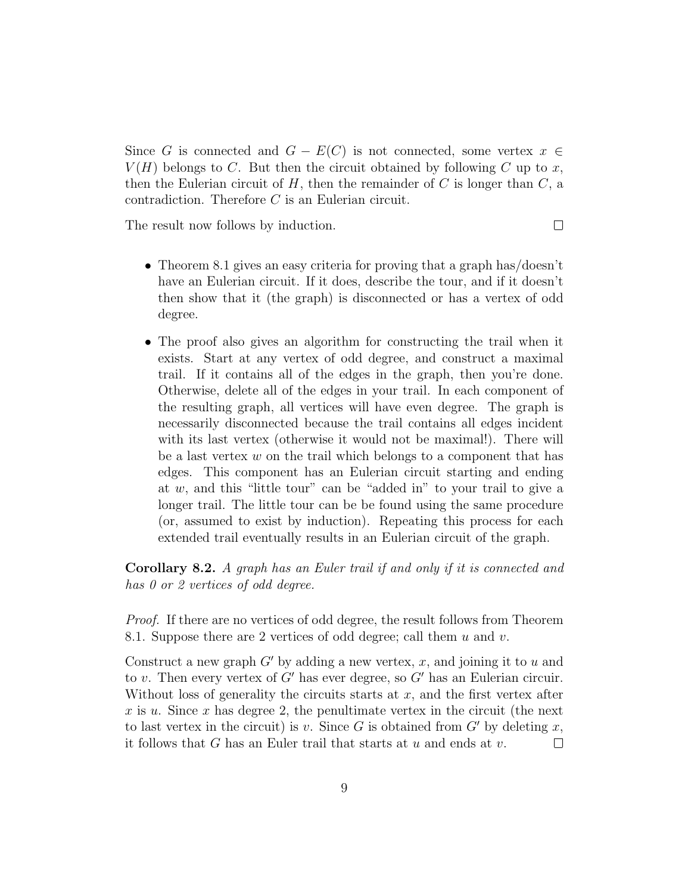Since $G$ is connected and $G - E(C)$ is not connected, some vertex $x \in V(H)$ belongs to $C$. But then the circuit obtained by following $C$ up to $x$, then the Eulerian circuit of $H$, then the remainder of $C$ is longer than $C$, a contradiction. Therefore $C$ is an Eulerian circuit.

The result now follows by induction. □

- Theorem 8.1 gives an easy criteria for proving that a graph has/doesn't have an Eulerian circuit. If it does, describe the tour, and if it doesn't then show that it (the graph) is disconnected or has a vertex of odd degree.

- The proof also gives an algorithm for constructing the trail when it exists. Start at any vertex of odd degree, and construct a maximal trail. If it contains all of the edges in the graph, then you're done. Otherwise, delete all of the edges in your trail. In each component of the resulting graph, all vertices will have even degree. The graph is necessarily disconnected because the trail contains all edges incident with its last vertex (otherwise it would not be maximal!). There will be a last vertex $w$ on the trail which belongs to a component that has edges. This component has an Eulerian circuit starting and ending at $w$, and this "little tour" can be "added in" to your trail to give a longer trail. The little tour can be be found using the same procedure (or, assumed to exist by induction). Repeating this process for each extended trail eventually results in an Eulerian circuit of the graph.

**Corollary 8.2.** *A graph has an Euler trail if and only if it is connected and has 0 or 2 vertices of odd degree.*

*Proof.* If there are no vertices of odd degree, the result follows from Theorem 8.1. Suppose there are 2 vertices of odd degree; call them $u$ and $v$.

Construct a new graph $G'$ by adding a new vertex, $x$, and joining it to $u$ and to $v$. Then every vertex of $G'$ has ever degree, so $G'$ has an Eulerian circuir. Without loss of generality the circuits starts at $x$, and the first vertex after $x$ is $u$. Since $x$ has degree 2, the penultimate vertex in the circuit (the next to last vertex in the circuit) is $v$. Since $G$ is obtained from $G'$ by deleting $x$, it follows that $G$ has an Euler trail that starts at $u$ and ends at $v$. □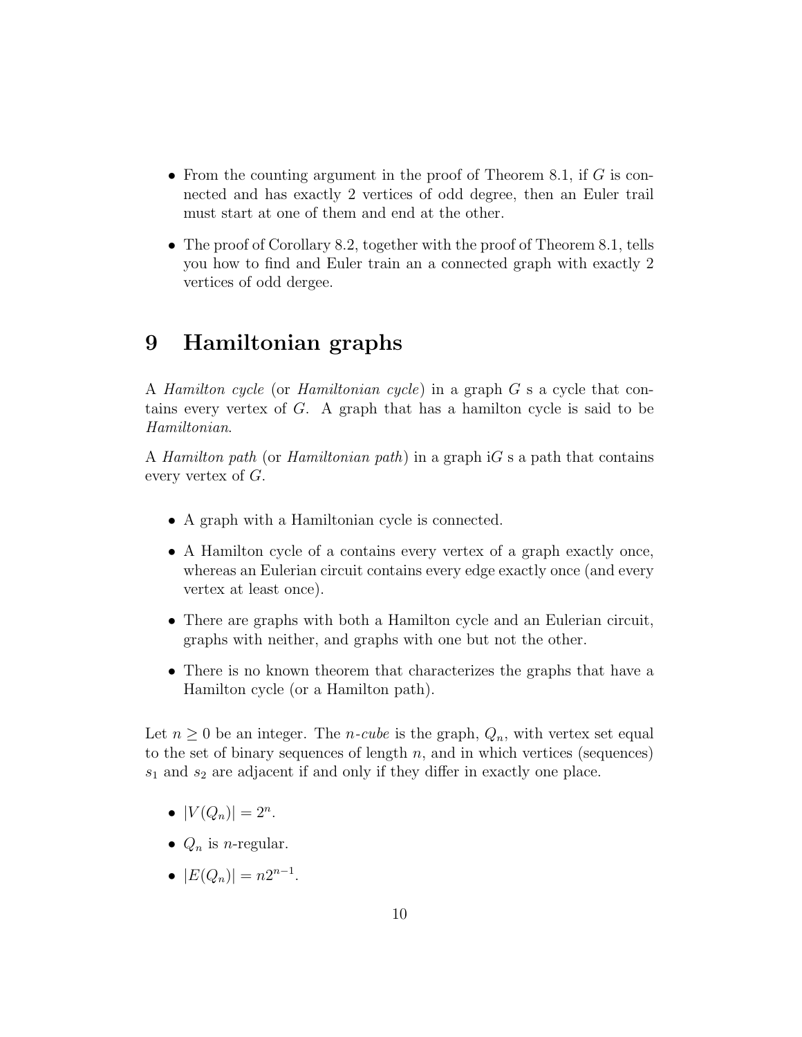- From the counting argument in the proof of Theorem 8.1, if $G$ is connected and has exactly 2 vertices of odd degree, then an Euler trail must start at one of them and end at the other.

- The proof of Corollary 8.2, together with the proof of Theorem 8.1, tells you how to find and Euler train an a connected graph with exactly 2 vertices of odd dergee.

# 9 Hamiltonian graphs

A *Hamilton cycle* (or *Hamiltonian cycle*) in a graph $G$ s a cycle that contains every vertex of $G$. A graph that has a hamilton cycle is said to be *Hamiltonian*.

A *Hamilton path* (or *Hamiltonian path*) in a graph i$G$ s a path that contains every vertex of $G$.

- A graph with a Hamiltonian cycle is connected.

- A Hamilton cycle of a contains every vertex of a graph exactly once, whereas an Eulerian circuit contains every edge exactly once (and every vertex at least once).

- There are graphs with both a Hamilton cycle and an Eulerian circuit, graphs with neither, and graphs with one but not the other.

- There is no known theorem that characterizes the graphs that have a Hamilton cycle (or a Hamilton path).

Let $n \geq 0$ be an integer. The *n-cube* is the graph, $Q_n$, with vertex set equal to the set of binary sequences of length $n$, and in which vertices (sequences) $s_1$ and $s_2$ are adjacent if and only if they differ in exactly one place.

- $|V(Q_n)| = 2^n$.

- $Q_n$ is $n$-regular.

- $|E(Q_n)| = n2^{n-1}$.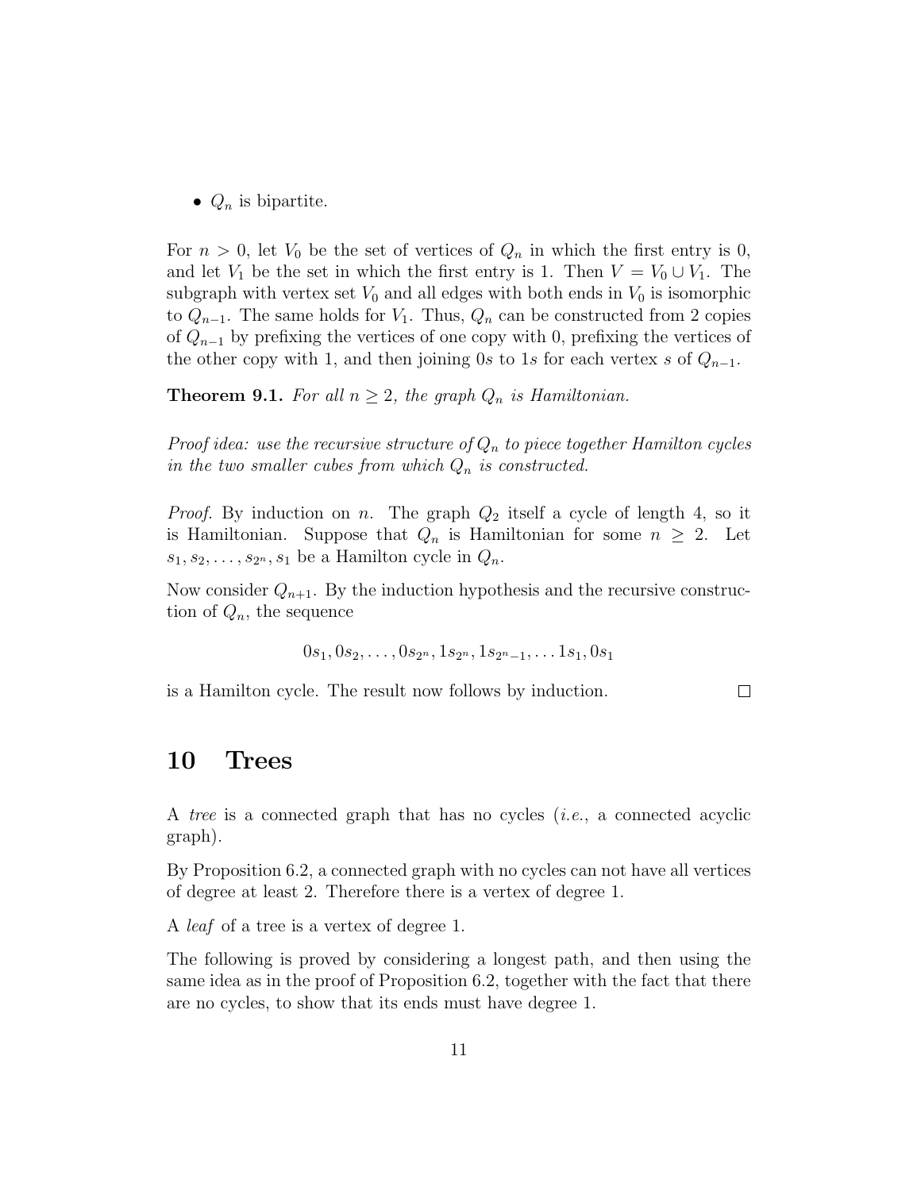- $Q_n$ is bipartite.

For $n > 0$, let $V_0$ be the set of vertices of $Q_n$ in which the first entry is 0, and let $V_1$ be the set in which the first entry is 1. Then $V = V_0 \cup V_1$. The subgraph with vertex set $V_0$ and all edges with both ends in $V_0$ is isomorphic to $Q_{n-1}$. The same holds for $V_1$. Thus, $Q_n$ can be constructed from 2 copies of $Q_{n-1}$ by prefixing the vertices of one copy with 0, prefixing the vertices of the other copy with 1, and then joining $0s$ to $1s$ for each vertex $s$ of $Q_{n-1}$.

**Theorem 9.1.** *For all $n \geq 2$, the graph $Q_n$ is Hamiltonian.*

*Proof idea: use the recursive structure of $Q_n$ to piece together Hamilton cycles in the two smaller cubes from which $Q_n$ is constructed.*

*Proof.* By induction on $n$. The graph $Q_2$ itself a cycle of length 4, so it is Hamiltonian. Suppose that $Q_n$ is Hamiltonian for some $n \geq 2$. Let $s_1, s_2, \ldots, s_{2^n}, s_1$ be a Hamilton cycle in $Q_n$.

Now consider $Q_{n+1}$. By the induction hypothesis and the recursive construction of $Q_n$, the sequence

$$0s_1, 0s_2, \ldots, 0s_{2^n}, 1s_{2^n}, 1s_{2^n-1}, \ldots 1s_1, 0s_1$$

is a Hamilton cycle. The result now follows by induction. □

# 10 Trees

A *tree* is a connected graph that has no cycles (*i.e.*, a connected acyclic graph).

By Proposition 6.2, a connected graph with no cycles can not have all vertices of degree at least 2. Therefore there is a vertex of degree 1.

A *leaf* of a tree is a vertex of degree 1.

The following is proved by considering a longest path, and then using the same idea as in the proof of Proposition 6.2, together with the fact that there are no cycles, to show that its ends must have degree 1.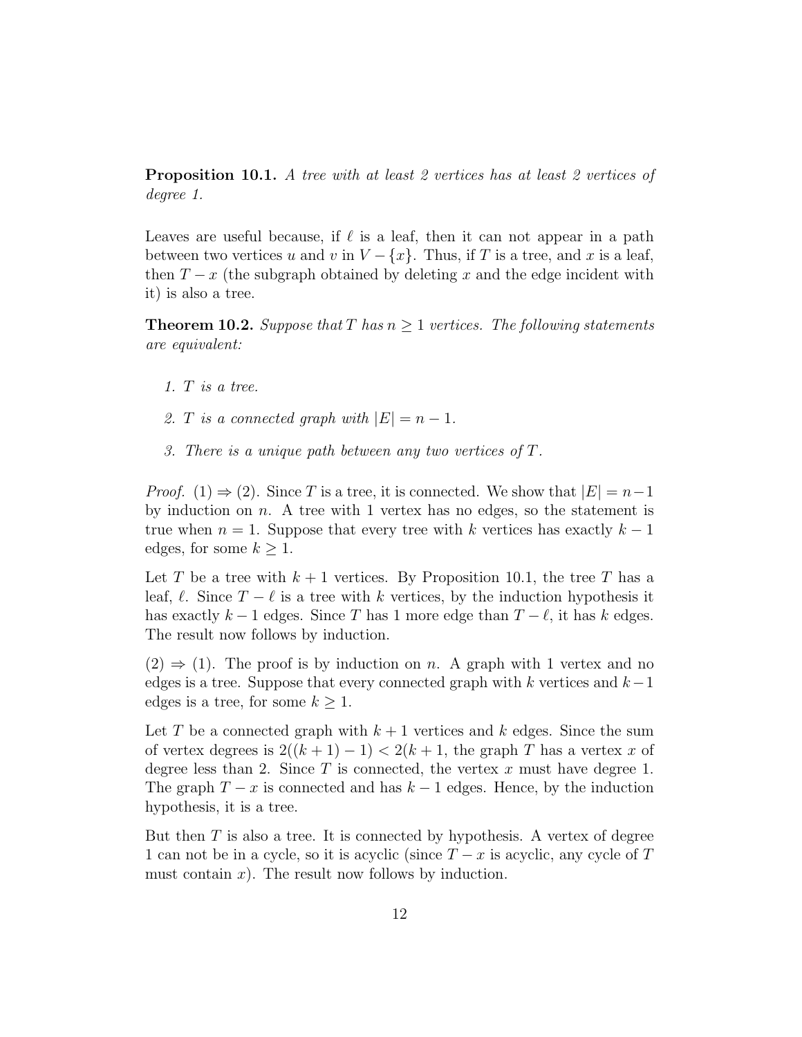**Proposition 10.1.** *A tree with at least 2 vertices has at least 2 vertices of degree 1.*

Leaves are useful because, if $\ell$ is a leaf, then it can not appear in a path between two vertices $u$ and $v$ in $V - \{x\}$. Thus, if $T$ is a tree, and $x$ is a leaf, then $T - x$ (the subgraph obtained by deleting $x$ and the edge incident with it) is also a tree.

**Theorem 10.2.** *Suppose that $T$ has $n \geq 1$ vertices. The following statements are equivalent:*

1. *$T$ is a tree.*
2. *$T$ is a connected graph with $|E| = n - 1$.*
3. *There is a unique path between any two vertices of $T$.*

*Proof.* (1) $\Rightarrow$ (2). Since $T$ is a tree, it is connected. We show that $|E| = n-1$ by induction on $n$. A tree with 1 vertex has no edges, so the statement is true when $n = 1$. Suppose that every tree with $k$ vertices has exactly $k - 1$ edges, for some $k \geq 1$.

Let $T$ be a tree with $k + 1$ vertices. By Proposition 10.1, the tree $T$ has a leaf, $\ell$. Since $T - \ell$ is a tree with $k$ vertices, by the induction hypothesis it has exactly $k - 1$ edges. Since $T$ has 1 more edge than $T - \ell$, it has $k$ edges. The result now follows by induction.

(2) $\Rightarrow$ (1). The proof is by induction on $n$. A graph with 1 vertex and no edges is a tree. Suppose that every connected graph with $k$ vertices and $k-1$ edges is a tree, for some $k \geq 1$.

Let $T$ be a connected graph with $k + 1$ vertices and $k$ edges. Since the sum of vertex degrees is $2((k + 1) - 1) < 2(k + 1$, the graph $T$ has a vertex $x$ of degree less than 2. Since $T$ is connected, the vertex $x$ must have degree 1. The graph $T - x$ is connected and has $k - 1$ edges. Hence, by the induction hypothesis, it is a tree.

But then $T$ is also a tree. It is connected by hypothesis. A vertex of degree 1 can not be in a cycle, so it is acyclic (since $T - x$ is acyclic, any cycle of $T$ must contain $x$). The result now follows by induction.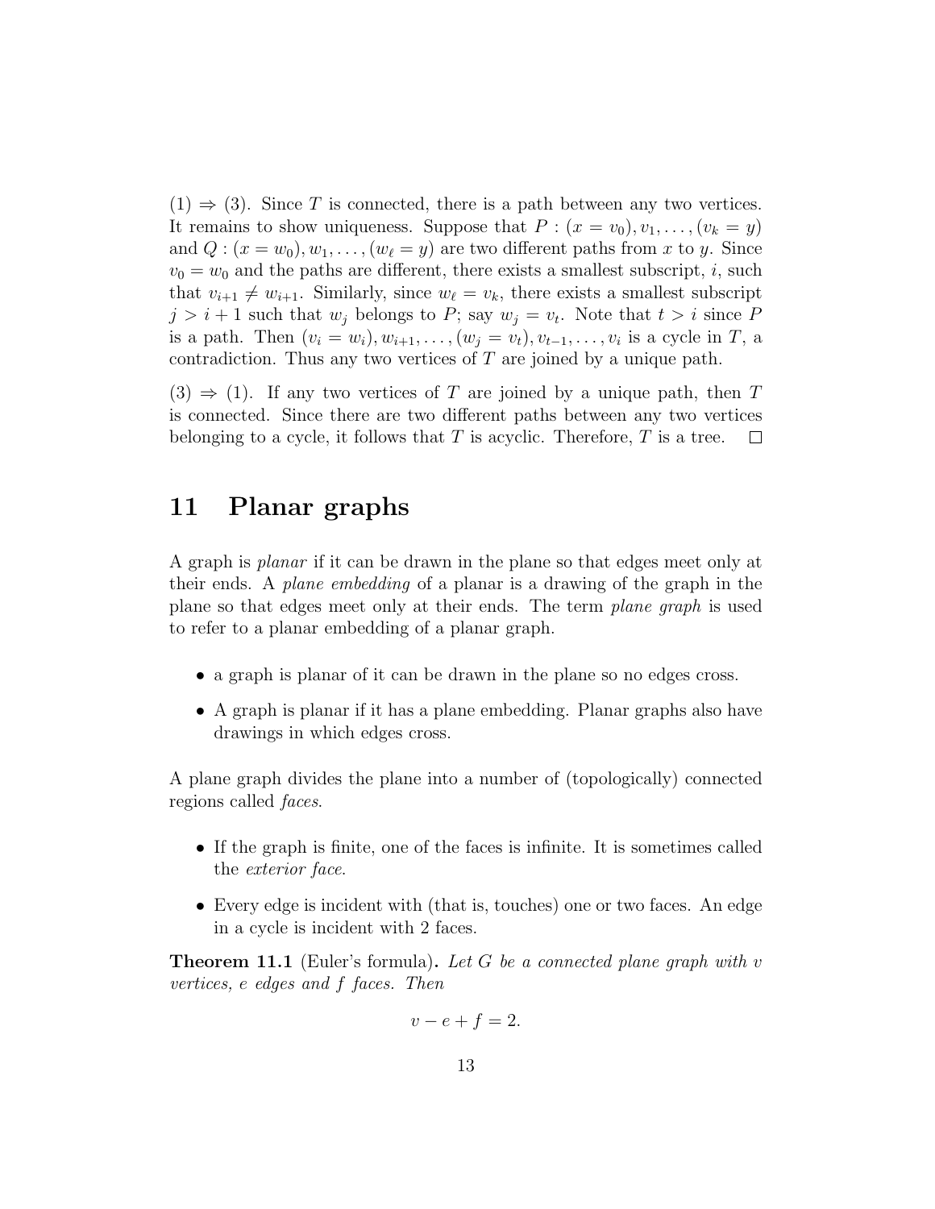(1) $\Rightarrow$ (3). Since $T$ is connected, there is a path between any two vertices. It remains to show uniqueness. Suppose that $P : (x = v_0), v_1, \ldots, (v_k = y)$ and $Q : (x = w_0), w_1, \ldots, (w_\ell = y)$ are two different paths from $x$ to $y$. Since $v_0 = w_0$ and the paths are different, there exists a smallest subscript, $i$, such that $v_{i+1} \neq w_{i+1}$. Similarly, since $w_\ell = v_k$, there exists a smallest subscript $j > i + 1$ such that $w_j$ belongs to $P$; say $w_j = v_t$. Note that $t > i$ since $P$ is a path. Then $(v_i = w_i), w_{i+1}, \ldots, (w_j = v_t), v_{t-1}, \ldots, v_i$ is a cycle in $T$, a contradiction. Thus any two vertices of $T$ are joined by a unique path.

(3) $\Rightarrow$ (1). If any two vertices of $T$ are joined by a unique path, then $T$ is connected. Since there are two different paths between any two vertices belonging to a cycle, it follows that $T$ is acyclic. Therefore, $T$ is a tree. □

# 11 Planar graphs

A graph is *planar* if it can be drawn in the plane so that edges meet only at their ends. A *plane embedding* of a planar is a drawing of the graph in the plane so that edges meet only at their ends. The term *plane graph* is used to refer to a planar embedding of a planar graph.

- a graph is planar of it can be drawn in the plane so no edges cross.
- A graph is planar if it has a plane embedding. Planar graphs also have drawings in which edges cross.

A plane graph divides the plane into a number of (topologically) connected regions called *faces*.

- If the graph is finite, one of the faces is infinite. It is sometimes called the *exterior face*.
- Every edge is incident with (that is, touches) one or two faces. An edge in a cycle is incident with 2 faces.

**Theorem 11.1** (Euler's formula)**.** *Let $G$ be a connected plane graph with $v$ vertices, $e$ edges and $f$ faces. Then*

$$v - e + f = 2.$$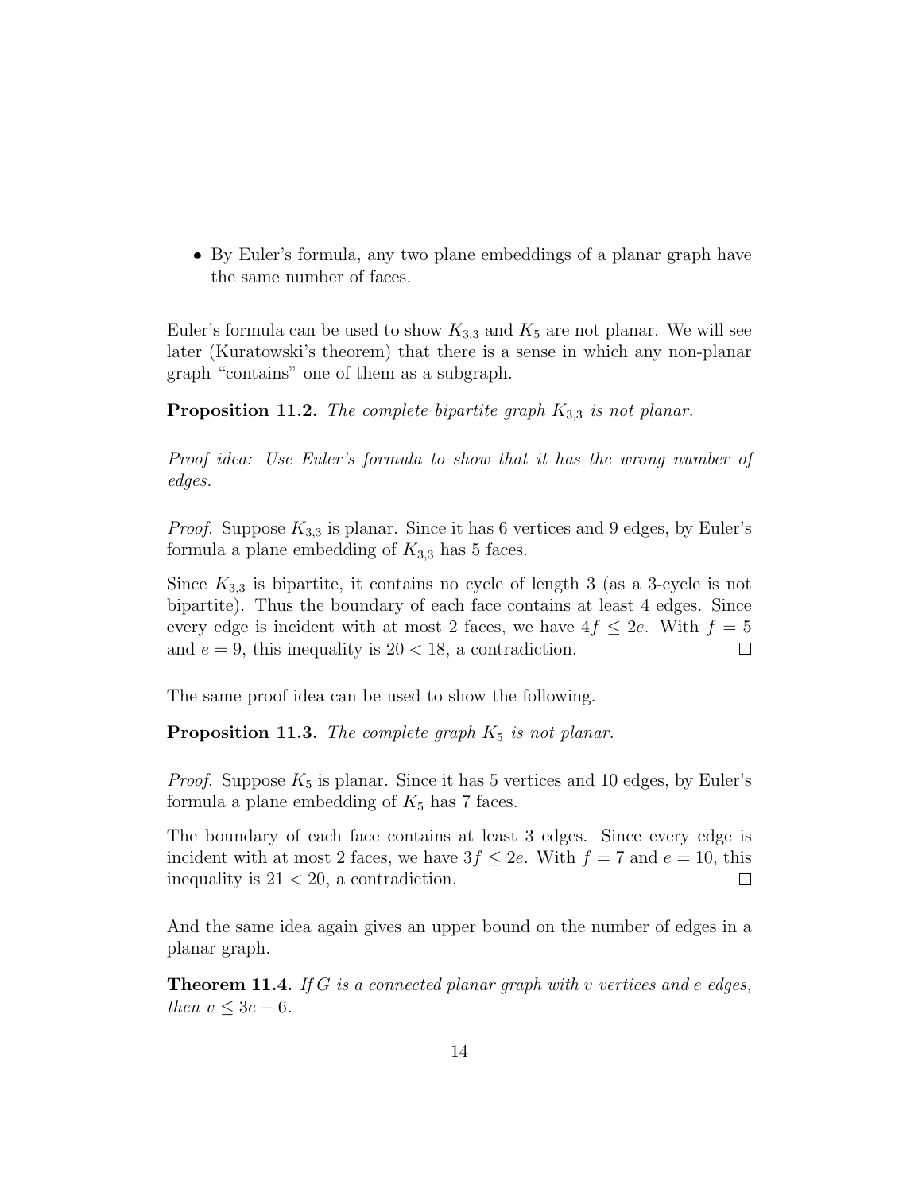- By Euler's formula, any two plane embeddings of a planar graph have the same number of faces.

Euler's formula can be used to show $K_{3,3}$ and $K_5$ are not planar. We will see later (Kuratowski's theorem) that there is a sense in which any non-planar graph "contains" one of them as a subgraph.

**Proposition 11.2.** *The complete bipartite graph $K_{3,3}$ is not planar.*

*Proof idea: Use Euler's formula to show that it has the wrong number of edges.*

*Proof.* Suppose $K_{3,3}$ is planar. Since it has 6 vertices and 9 edges, by Euler's formula a plane embedding of $K_{3,3}$ has 5 faces.

Since $K_{3,3}$ is bipartite, it contains no cycle of length 3 (as a 3-cycle is not bipartite). Thus the boundary of each face contains at least 4 edges. Since every edge is incident with at most 2 faces, we have $4f \leq 2e$. With $f = 5$ and $e = 9$, this inequality is $20 < 18$, a contradiction. □

The same proof idea can be used to show the following.

**Proposition 11.3.** *The complete graph $K_5$ is not planar.*

*Proof.* Suppose $K_5$ is planar. Since it has 5 vertices and 10 edges, by Euler's formula a plane embedding of $K_5$ has 7 faces.

The boundary of each face contains at least 3 edges. Since every edge is incident with at most 2 faces, we have $3f \leq 2e$. With $f = 7$ and $e = 10$, this inequality is $21 < 20$, a contradiction. □

And the same idea again gives an upper bound on the number of edges in a planar graph.

**Theorem 11.4.** *If $G$ is a connected planar graph with $v$ vertices and $e$ edges, then $v \leq 3e - 6$.*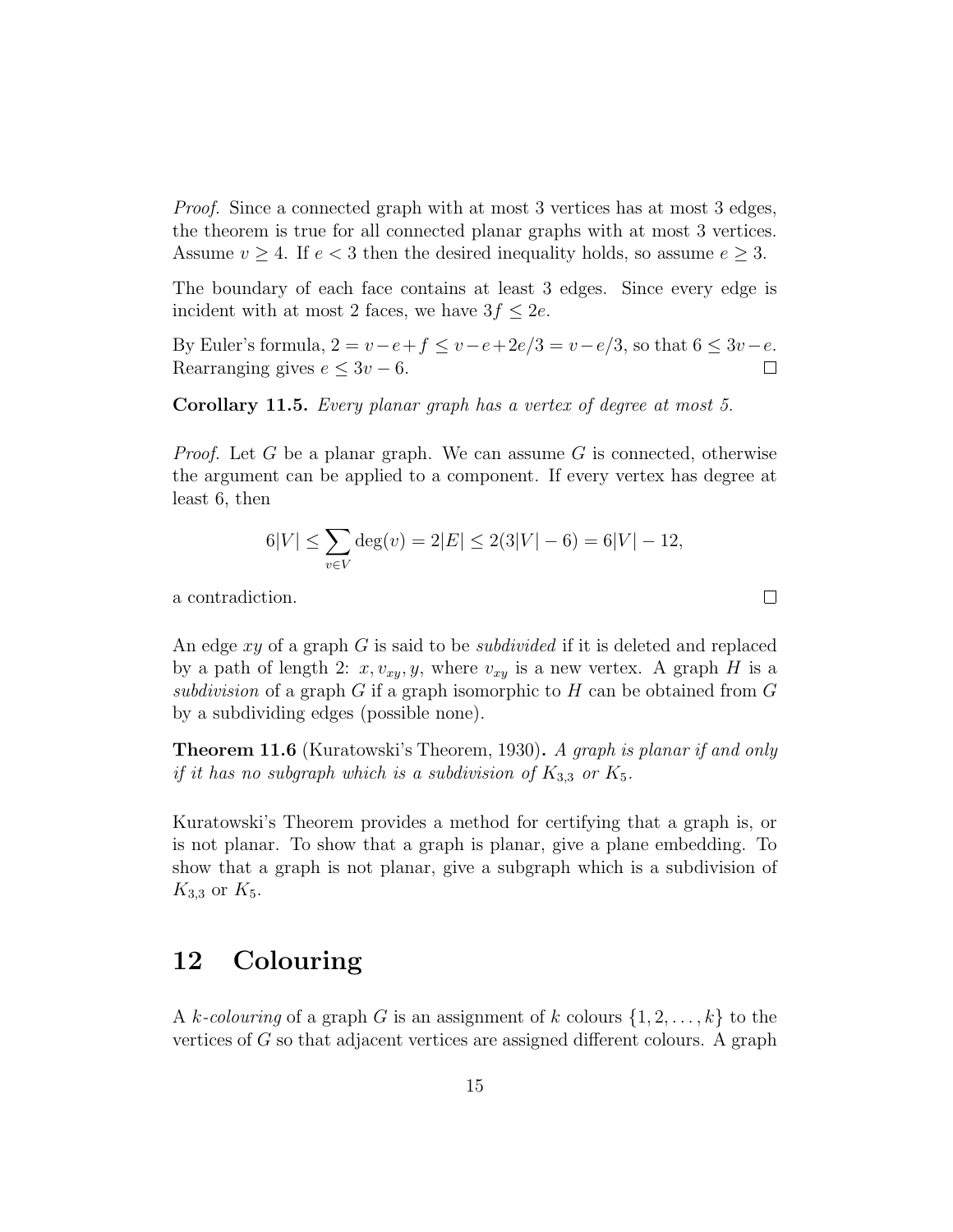*Proof.* Since a connected graph with at most 3 vertices has at most 3 edges, the theorem is true for all connected planar graphs with at most 3 vertices. Assume $v \geq 4$. If $e < 3$ then the desired inequality holds, so assume $e \geq 3$.

The boundary of each face contains at least 3 edges. Since every edge is incident with at most 2 faces, we have $3f \leq 2e$.

By Euler's formula, $2 = v - e + f \leq v - e + 2e/3 = v - e/3$, so that $6 \leq 3v - e$. Rearranging gives $e \leq 3v - 6$. □

**Corollary 11.5.** *Every planar graph has a vertex of degree at most 5.*

*Proof.* Let $G$ be a planar graph. We can assume $G$ is connected, otherwise the argument can be applied to a component. If every vertex has degree at least 6, then

$$6|V| \leq \sum_{v \in V} \deg(v) = 2|E| \leq 2(3|V| - 6) = 6|V| - 12,$$

a contradiction. □

An edge $xy$ of a graph $G$ is said to be *subdivided* if it is deleted and replaced by a path of length 2: $x, v_{xy}, y$, where $v_{xy}$ is a new vertex. A graph $H$ is a *subdivision* of a graph $G$ if a graph isomorphic to $H$ can be obtained from $G$ by a subdividing edges (possible none).

**Theorem 11.6** (Kuratowski's Theorem, 1930)**.** *A graph is planar if and only if it has no subgraph which is a subdivision of $K_{3,3}$ or $K_5$.*

Kuratowski's Theorem provides a method for certifying that a graph is, or is not planar. To show that a graph is planar, give a plane embedding. To show that a graph is not planar, give a subgraph which is a subdivision of $K_{3,3}$ or $K_5$.

# 12 Colouring

A *$k$-colouring* of a graph $G$ is an assignment of $k$ colours $\{1, 2, \ldots, k\}$ to the vertices of $G$ so that adjacent vertices are assigned different colours. A graph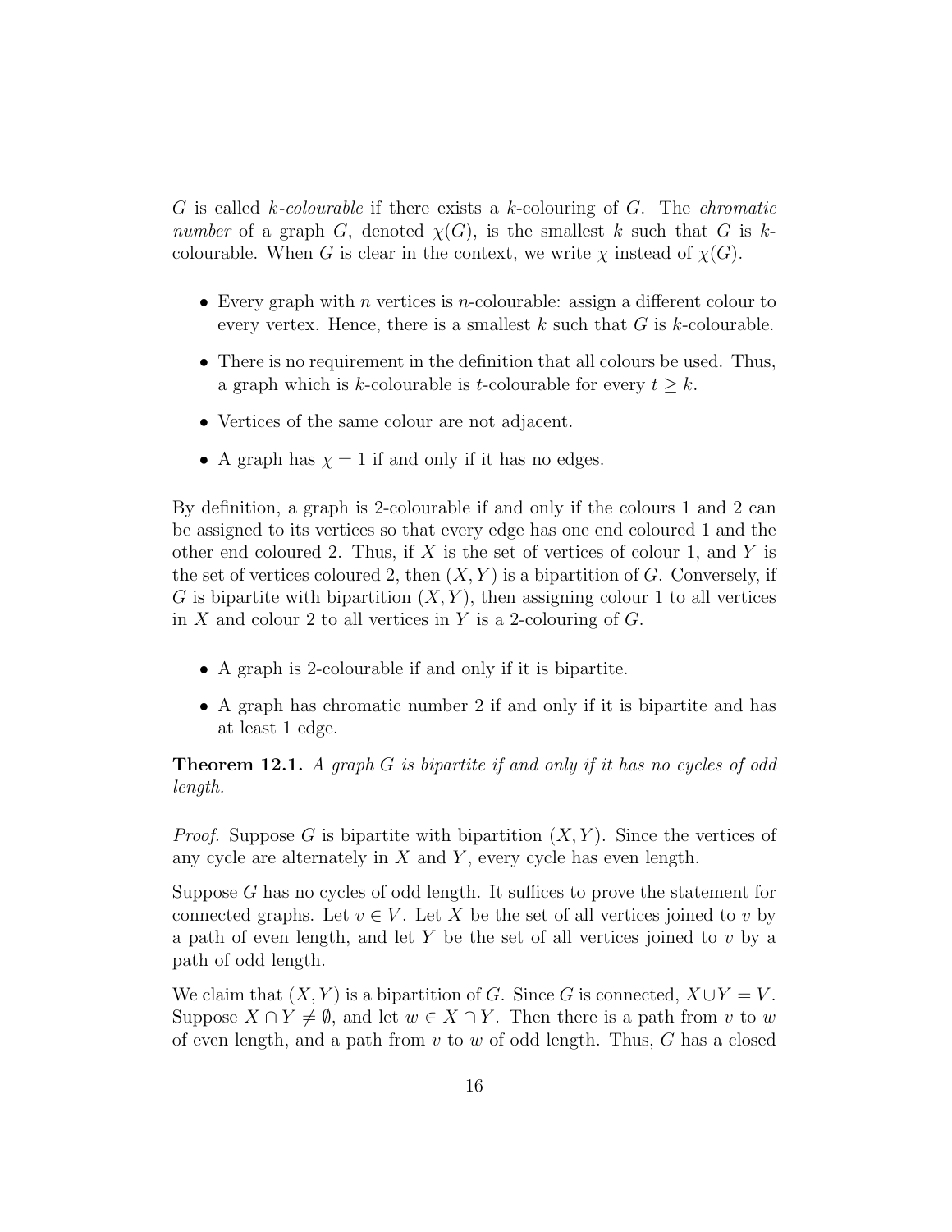$G$ is called *$k$-colourable* if there exists a $k$-colouring of $G$. The *chromatic number* of a graph $G$, denoted $\chi(G)$, is the smallest $k$ such that $G$ is $k$-colourable. When $G$ is clear in the context, we write $\chi$ instead of $\chi(G)$.

- Every graph with $n$ vertices is $n$-colourable: assign a different colour to every vertex. Hence, there is a smallest $k$ such that $G$ is $k$-colourable.
- There is no requirement in the definition that all colours be used. Thus, a graph which is $k$-colourable is $t$-colourable for every $t \geq k$.
- Vertices of the same colour are not adjacent.
- A graph has $\chi = 1$ if and only if it has no edges.

By definition, a graph is 2-colourable if and only if the colours 1 and 2 can be assigned to its vertices so that every edge has one end coloured 1 and the other end coloured 2. Thus, if $X$ is the set of vertices of colour 1, and $Y$ is the set of vertices coloured 2, then $(X, Y)$ is a bipartition of $G$. Conversely, if $G$ is bipartite with bipartition $(X, Y)$, then assigning colour 1 to all vertices in $X$ and colour 2 to all vertices in $Y$ is a 2-colouring of $G$.

- A graph is 2-colourable if and only if it is bipartite.
- A graph has chromatic number 2 if and only if it is bipartite and has at least 1 edge.

**Theorem 12.1.** *A graph $G$ is bipartite if and only if it has no cycles of odd length.*

*Proof.* Suppose $G$ is bipartite with bipartition $(X, Y)$. Since the vertices of any cycle are alternately in $X$ and $Y$, every cycle has even length.

Suppose $G$ has no cycles of odd length. It suffices to prove the statement for connected graphs. Let $v \in V$. Let $X$ be the set of all vertices joined to $v$ by a path of even length, and let $Y$ be the set of all vertices joined to $v$ by a path of odd length.

We claim that $(X, Y)$ is a bipartition of $G$. Since $G$ is connected, $X \cup Y = V$. Suppose $X \cap Y \neq \emptyset$, and let $w \in X \cap Y$. Then there is a path from $v$ to $w$ of even length, and a path from $v$ to $w$ of odd length. Thus, $G$ has a closed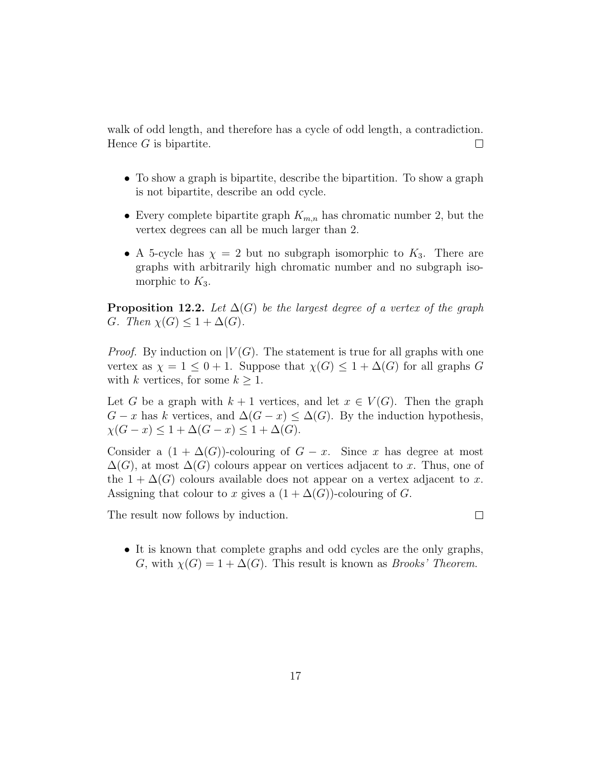walk of odd length, and therefore has a cycle of odd length, a contradiction. Hence $G$ is bipartite. □

- To show a graph is bipartite, describe the bipartition. To show a graph is not bipartite, describe an odd cycle.
- Every complete bipartite graph $K_{m,n}$ has chromatic number 2, but the vertex degrees can all be much larger than 2.
- A 5-cycle has $\chi = 2$ but no subgraph isomorphic to $K_3$. There are graphs with arbitrarily high chromatic number and no subgraph isomorphic to $K_3$.

**Proposition 12.2.** *Let $\Delta(G)$ be the largest degree of a vertex of the graph $G$. Then $\chi(G) \leq 1 + \Delta(G)$.*

*Proof.* By induction on $|V(G)$. The statement is true for all graphs with one vertex as $\chi = 1 \leq 0 + 1$. Suppose that $\chi(G) \leq 1 + \Delta(G)$ for all graphs $G$ with $k$ vertices, for some $k \geq 1$.

Let $G$ be a graph with $k + 1$ vertices, and let $x \in V(G)$. Then the graph $G - x$ has $k$ vertices, and $\Delta(G - x) \leq \Delta(G)$. By the induction hypothesis, $\chi(G - x) \leq 1 + \Delta(G - x) \leq 1 + \Delta(G)$.

Consider a $(1 + \Delta(G))$-colouring of $G - x$. Since $x$ has degree at most $\Delta(G)$, at most $\Delta(G)$ colours appear on vertices adjacent to $x$. Thus, one of the $1 + \Delta(G)$ colours available does not appear on a vertex adjacent to $x$. Assigning that colour to $x$ gives a $(1 + \Delta(G))$-colouring of $G$.

The result now follows by induction. □

- It is known that complete graphs and odd cycles are the only graphs, $G$, with $\chi(G) = 1 + \Delta(G)$. This result is known as *Brooks' Theorem*.